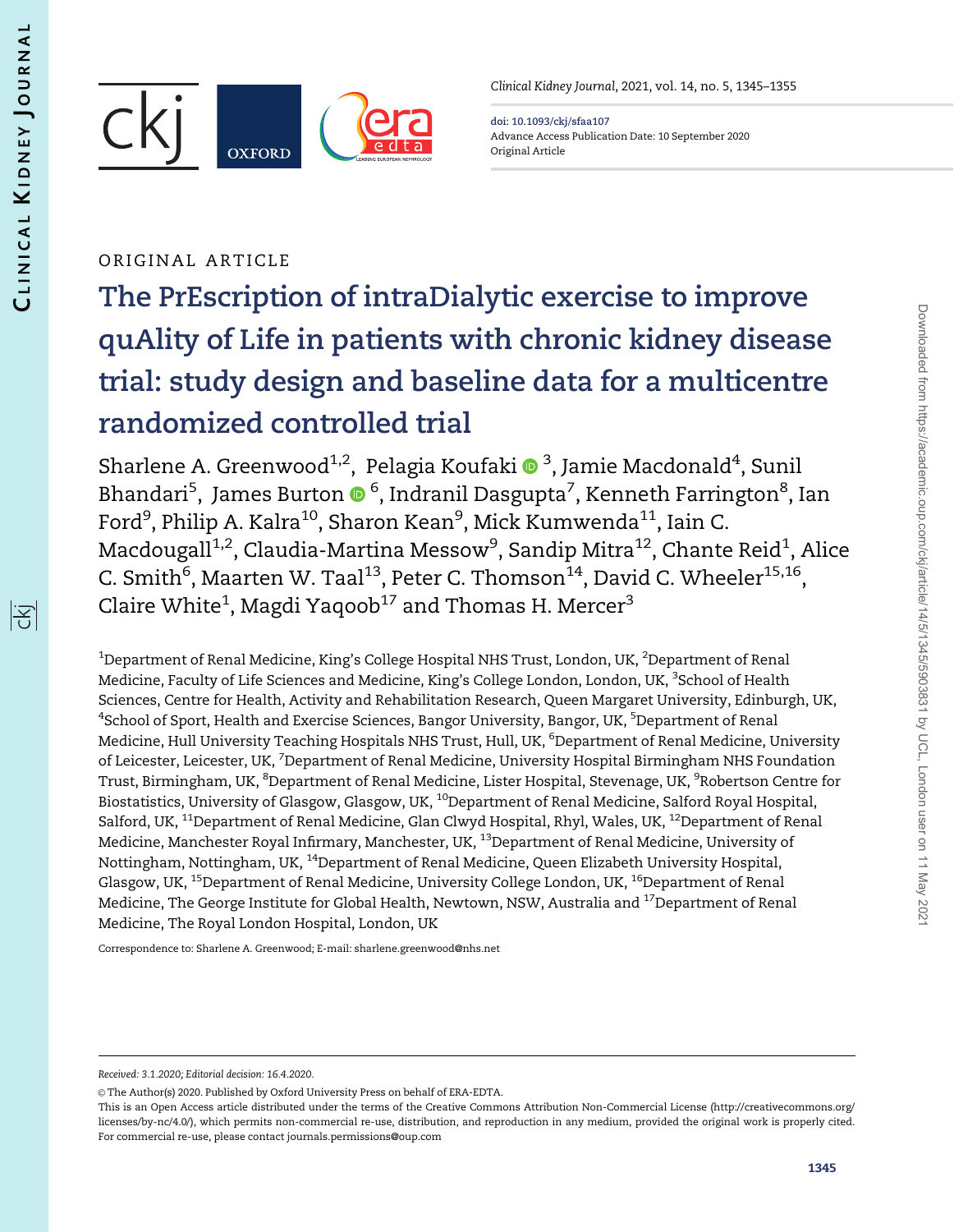ORIGINAL ARTICLE

# The PrEscription of intraDialytic exercise to improve quAlity of Life in patients with chronic kidney disease trial: study design and baseline data for a multicentre randomized controlled trial

Sharlene A. Greenwood[1,2], Pelagia Koufaki[3], Jamie Macdonald[4], Sunil Bhandari[5], James Burton[6], Indranil Dasgupta[7], Kenneth Farrington[8], Ian Ford[9], Philip A. Kalra[10], Sharon Kean[9], Mick Kumwenda[11], Iain C. Macdougall[1,2], Claudia-Martina Messow[9], Sandip Mitra[12], Chante Reid[1], Alice C. Smith[6], Maarten W. Taal[13], Peter C. Thomson[14], David C. Wheeler[15,16], Claire White[1], Magdi Yaqoob[17] and Thomas H. Mercer[3]

[1]Department of Renal Medicine, King's College Hospital NHS Trust, London, UK, [2]Department of Renal Medicine, Faculty of Life Sciences and Medicine, King's College London, London, UK, [3]School of Health Sciences, Centre for Health, Activity and Rehabilitation Research, Queen Margaret University, Edinburgh, UK, [4]School of Sport, Health and Exercise Sciences, Bangor University, Bangor, UK, [5]Department of Renal Medicine, Hull University Teaching Hospitals NHS Trust, Hull, UK, [6]Department of Renal Medicine, University of Leicester, Leicester, UK, [7]Department of Renal Medicine, University Hospital Birmingham NHS Foundation Trust, Birmingham, UK, [8]Department of Renal Medicine, Lister Hospital, Stevenage, UK, [9]Robertson Centre for Biostatistics, University of Glasgow, Glasgow, UK, [10]Department of Renal Medicine, Salford Royal Hospital, Salford, UK, [11]Department of Renal Medicine, Glan Clwyd Hospital, Rhyl, Wales, UK, [12]Department of Renal Medicine, Manchester Royal Infirmary, Manchester, UK, [13]Department of Renal Medicine, University of Nottingham, Nottingham, UK, [14]Department of Renal Medicine, Queen Elizabeth University Hospital, Glasgow, UK, [15]Department of Renal Medicine, University College London, UK, [16]Department of Renal Medicine, The George Institute for Global Health, Newtown, NSW, Australia and [17]Department of Renal Medicine, The Royal London Hospital, London, UK

Correspondence to: Sharlene A. Greenwood; E-mail: sharlene.greenwood@nhs.net

*Received: 3.1.2020; Editorial decision: 16.4.2020.*

© The Author(s) 2020. Published by Oxford University Press on behalf of ERA-EDTA.
This is an Open Access article distributed under the terms of the Creative Commons Attribution Non-Commercial License (http://creativecommons.org/licenses/by-nc/4.0/), which permits non-commercial re-use, distribution, and reproduction in any medium, provided the original work is properly cited. For commercial re-use, please contact journals.permissions@oup.com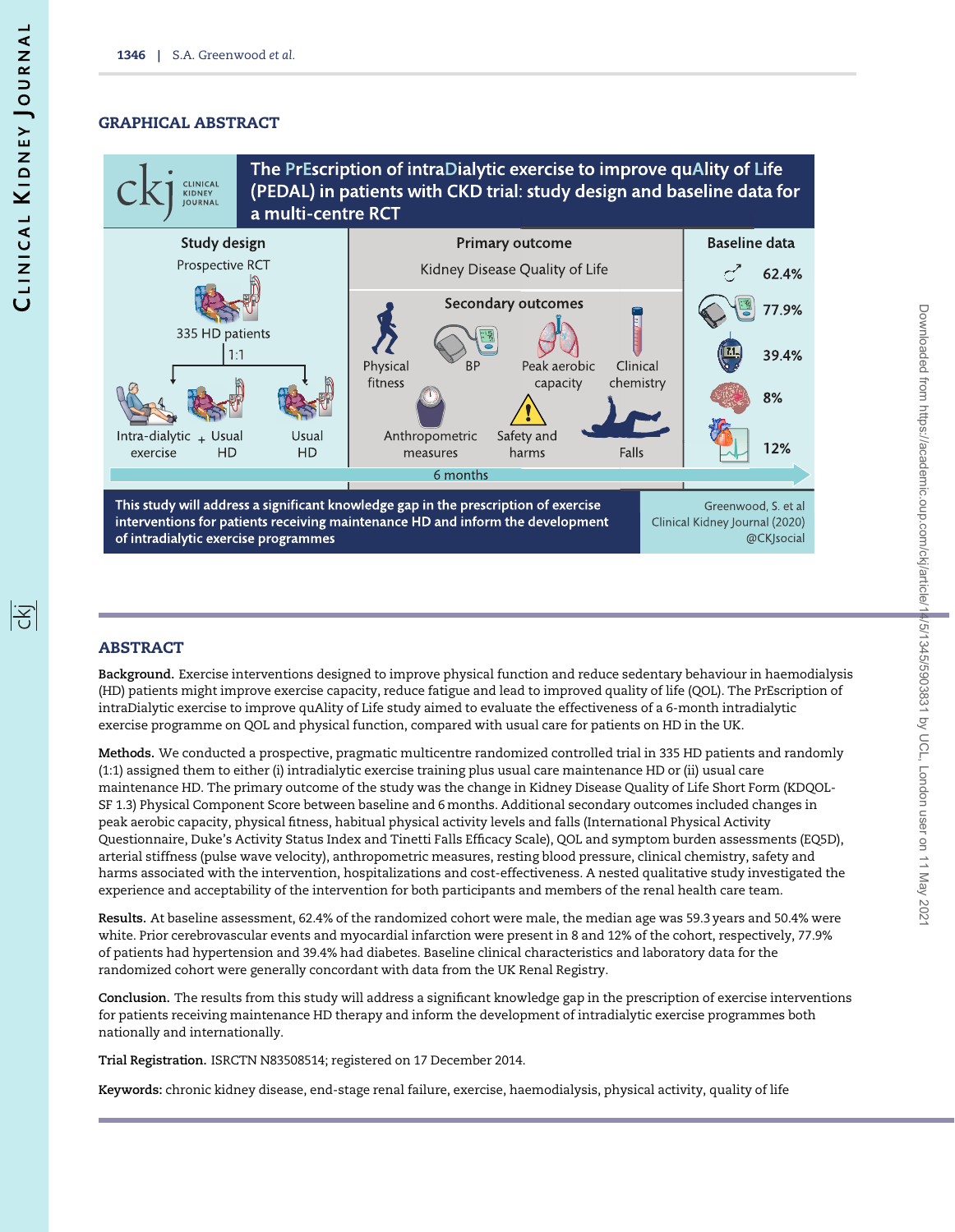## GRAPHICAL ABSTRACT

**The PrEscription of intraDialytic exercise to improve quAlity of Life (PEDAL) in patients with CKD trial: study design and baseline data for a multi-centre RCT**

**Study design**

Prospective RCT

335 HD patients

1:1

Intra-dialytic exercise + Usual HD

Usual HD

**Primary outcome**

Kidney Disease Quality of Life

**Secondary outcomes**

Physical fitness, BP, Peak aerobic capacity, Clinical chemistry, Anthropometric measures, Safety and harms, Falls

6 months

**Baseline data**

62.4%

77.9%

39.4%

8%

12%

This study will address a significant knowledge gap in the prescription of exercise interventions for patients receiving maintenance HD and inform the development of intradialytic exercise programmes

Greenwood, S. et al
Clinical Kidney Journal (2020)
@CKJsocial

## ABSTRACT

**Background.** Exercise interventions designed to improve physical function and reduce sedentary behaviour in haemodialysis (HD) patients might improve exercise capacity, reduce fatigue and lead to improved quality of life (QOL). The PrEscription of intraDialytic exercise to improve quAlity of Life study aimed to evaluate the effectiveness of a 6-month intradialytic exercise programme on QOL and physical function, compared with usual care for patients on HD in the UK.

**Methods.** We conducted a prospective, pragmatic multicentre randomized controlled trial in 335 HD patients and randomly (1:1) assigned them to either (i) intradialytic exercise training plus usual care maintenance HD or (ii) usual care maintenance HD. The primary outcome of the study was the change in Kidney Disease Quality of Life Short Form (KDQOL-SF 1.3) Physical Component Score between baseline and 6 months. Additional secondary outcomes included changes in peak aerobic capacity, physical fitness, habitual physical activity levels and falls (International Physical Activity Questionnaire, Duke's Activity Status Index and Tinetti Falls Efficacy Scale), QOL and symptom burden assessments (EQ5D), arterial stiffness (pulse wave velocity), anthropometric measures, resting blood pressure, clinical chemistry, safety and harms associated with the intervention, hospitalizations and cost-effectiveness. A nested qualitative study investigated the experience and acceptability of the intervention for both participants and members of the renal health care team.

**Results.** At baseline assessment, 62.4% of the randomized cohort were male, the median age was 59.3 years and 50.4% were white. Prior cerebrovascular events and myocardial infarction were present in 8 and 12% of the cohort, respectively, 77.9% of patients had hypertension and 39.4% had diabetes. Baseline clinical characteristics and laboratory data for the randomized cohort were generally concordant with data from the UK Renal Registry.

**Conclusion.** The results from this study will address a significant knowledge gap in the prescription of exercise interventions for patients receiving maintenance HD therapy and inform the development of intradialytic exercise programmes both nationally and internationally.

**Trial Registration.** ISRCTN N83508514; registered on 17 December 2014.

**Keywords:** chronic kidney disease, end-stage renal failure, exercise, haemodialysis, physical activity, quality of life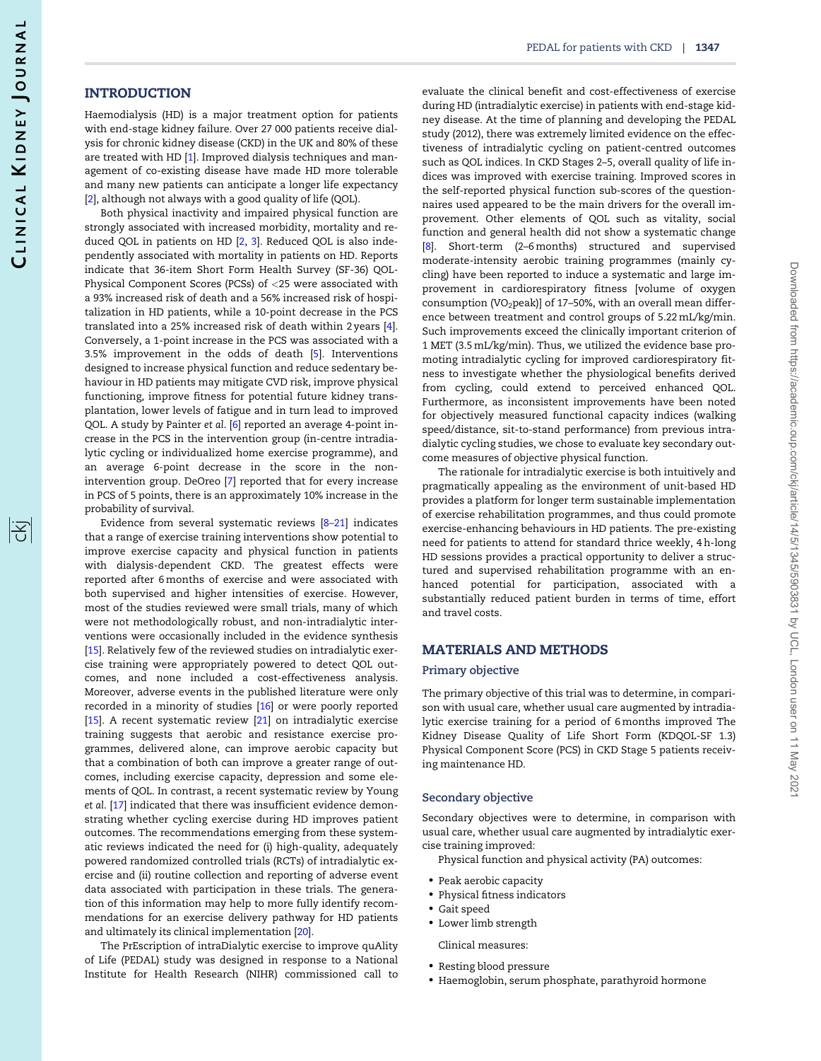## INTRODUCTION

Haemodialysis (HD) is a major treatment option for patients with end-stage kidney failure. Over 27 000 patients receive dialysis for chronic kidney disease (CKD) in the UK and 80% of these are treated with HD [1]. Improved dialysis techniques and management of co-existing disease have made HD more tolerable and many new patients can anticipate a longer life expectancy [2], although not always with a good quality of life (QOL).

Both physical inactivity and impaired physical function are strongly associated with increased morbidity, mortality and reduced QOL in patients on HD [2, 3]. Reduced QOL is also independently associated with mortality in patients on HD. Reports indicate that 36-item Short Form Health Survey (SF-36) QOL-Physical Component Scores (PCSs) of <25 were associated with a 93% increased risk of death and a 56% increased risk of hospitalization in HD patients, while a 10-point decrease in the PCS translated into a 25% increased risk of death within 2 years [4]. Conversely, a 1-point increase in the PCS was associated with a 3.5% improvement in the odds of death [5]. Interventions designed to increase physical function and reduce sedentary behaviour in HD patients may mitigate CVD risk, improve physical functioning, improve fitness for potential future kidney transplantation, lower levels of fatigue and in turn lead to improved QOL. A study by Painter *et al.* [6] reported an average 4-point increase in the PCS in the intervention group (in-centre intradialytic cycling or individualized home exercise programme), and an average 6-point decrease in the score in the non-intervention group. DeOreo [7] reported that for every increase in PCS of 5 points, there is an approximately 10% increase in the probability of survival.

Evidence from several systematic reviews [8–21] indicates that a range of exercise training interventions show potential to improve exercise capacity and physical function in patients with dialysis-dependent CKD. The greatest effects were reported after 6 months of exercise and were associated with both supervised and higher intensities of exercise. However, most of the studies reviewed were small trials, many of which were not methodologically robust, and non-intradialytic interventions were occasionally included in the evidence synthesis [15]. Relatively few of the reviewed studies on intradialytic exercise training were appropriately powered to detect QOL outcomes, and none included a cost-effectiveness analysis. Moreover, adverse events in the published literature were only recorded in a minority of studies [16] or were poorly reported [15]. A recent systematic review [21] on intradialytic exercise training suggests that aerobic and resistance exercise programmes, delivered alone, can improve aerobic capacity but that a combination of both can improve a greater range of outcomes, including exercise capacity, depression and some elements of QOL. In contrast, a recent systematic review by Young *et al.* [17] indicated that there was insufficient evidence demonstrating whether cycling exercise during HD improves patient outcomes. The recommendations emerging from these systematic reviews indicated the need for (i) high-quality, adequately powered randomized controlled trials (RCTs) of intradialytic exercise and (ii) routine collection and reporting of adverse event data associated with participation in these trials. The generation of this information may help to more fully identify recommendations for an exercise delivery pathway for HD patients and ultimately its clinical implementation [20].

The PrEscription of intraDialytic exercise to improve quAlity of Life (PEDAL) study was designed in response to a National Institute for Health Research (NIHR) commissioned call to evaluate the clinical benefit and cost-effectiveness of exercise during HD (intradialytic exercise) in patients with end-stage kidney disease. At the time of planning and developing the PEDAL study (2012), there was extremely limited evidence on the effectiveness of intradialytic cycling on patient-centred outcomes such as QOL indices. In CKD Stages 2–5, overall quality of life indices was improved with exercise training. Improved scores in the self-reported physical function sub-scores of the questionnaires used appeared to be the main drivers for the overall improvement. Other elements of QOL such as vitality, social function and general health did not show a systematic change [8]. Short-term (2–6 months) structured and supervised moderate-intensity aerobic training programmes (mainly cycling) have been reported to induce a systematic and large improvement in cardiorespiratory fitness [volume of oxygen consumption ($VO_2$peak)] of 17–50%, with an overall mean difference between treatment and control groups of 5.22 mL/kg/min. Such improvements exceed the clinically important criterion of 1 MET (3.5 mL/kg/min). Thus, we utilized the evidence base promoting intradialytic cycling for improved cardiorespiratory fitness to investigate whether the physiological benefits derived from cycling, could extend to perceived enhanced QOL. Furthermore, as inconsistent improvements have been noted for objectively measured functional capacity indices (walking speed/distance, sit-to-stand performance) from previous intradialytic cycling studies, we chose to evaluate key secondary outcome measures of objective physical function.

The rationale for intradialytic exercise is both intuitively and pragmatically appealing as the environment of unit-based HD provides a platform for longer term sustainable implementation of exercise rehabilitation programmes, and thus could promote exercise-enhancing behaviours in HD patients. The pre-existing need for patients to attend for standard thrice weekly, 4 h-long HD sessions provides a practical opportunity to deliver a structured and supervised rehabilitation programme with an enhanced potential for participation, associated with a substantially reduced patient burden in terms of time, effort and travel costs.

## MATERIALS AND METHODS

### Primary objective

The primary objective of this trial was to determine, in comparison with usual care, whether usual care augmented by intradialytic exercise training for a period of 6 months improved The Kidney Disease Quality of Life Short Form (KDQOL-SF 1.3) Physical Component Score (PCS) in CKD Stage 5 patients receiving maintenance HD.

### Secondary objective

Secondary objectives were to determine, in comparison with usual care, whether usual care augmented by intradialytic exercise training improved:

Physical function and physical activity (PA) outcomes:

- Peak aerobic capacity
- Physical fitness indicators
- Gait speed
- Lower limb strength

Clinical measures:

- Resting blood pressure
- Haemoglobin, serum phosphate, parathyroid hormone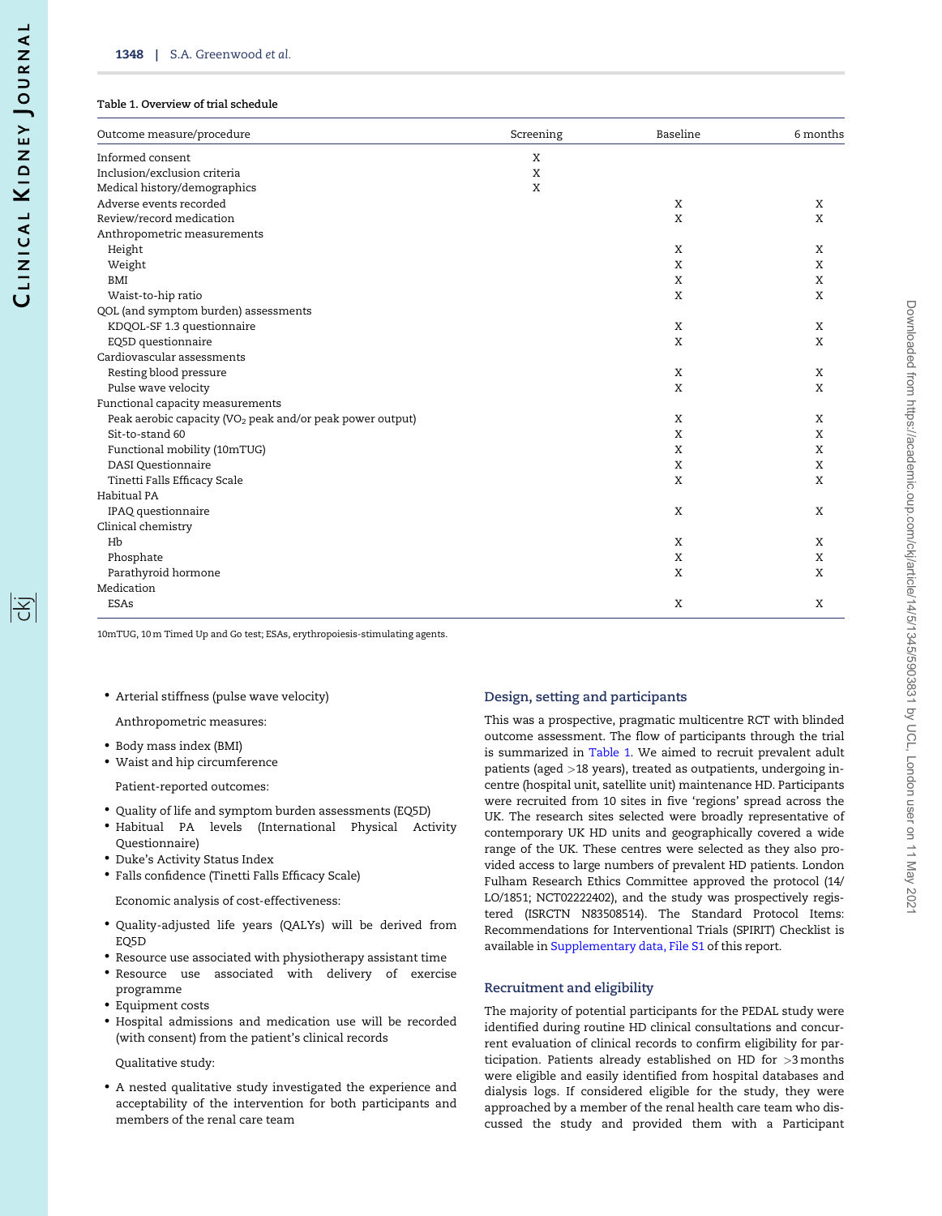**Table 1. Overview of trial schedule**

| Outcome measure/procedure | Screening | Baseline | 6 months |
|---|---|---|---|
| Informed consent | X | | |
| Inclusion/exclusion criteria | X | | |
| Medical history/demographics | X | | |
| Adverse events recorded | | X | X |
| Review/record medication | | X | X |
| Anthropometric measurements | | | |
| Height | | X | X |
| Weight | | X | X |
| BMI | | X | X |
| Waist-to-hip ratio | | X | X |
| QOL (and symptom burden) assessments | | | |
| KDQOL-SF 1.3 questionnaire | | X | X |
| EQ5D questionnaire | | X | X |
| Cardiovascular assessments | | | |
| Resting blood pressure | | X | X |
| Pulse wave velocity | | X | X |
| Functional capacity measurements | | | |
| Peak aerobic capacity ($VO_2$ peak and/or peak power output) | | X | X |
| Sit-to-stand 60 | | X | X |
| Functional mobility (10mTUG) | | X | X |
| DASI Questionnaire | | X | X |
| Tinetti Falls Efficacy Scale | | X | X |
| Habitual PA | | | |
| IPAQ questionnaire | | X | X |
| Clinical chemistry | | | |
| Hb | | X | X |
| Phosphate | | X | X |
| Parathyroid hormone | | X | X |
| Medication | | | |
| ESAs | | X | X |

10mTUG, 10 m Timed Up and Go test; ESAs, erythropoiesis-stimulating agents.

- Arterial stiffness (pulse wave velocity)

Anthropometric measures:

- Body mass index (BMI)
- Waist and hip circumference

Patient-reported outcomes:

- Quality of life and symptom burden assessments (EQ5D)
- Habitual PA levels (International Physical Activity Questionnaire)
- Duke's Activity Status Index
- Falls confidence (Tinetti Falls Efficacy Scale)

Economic analysis of cost-effectiveness:

- Quality-adjusted life years (QALYs) will be derived from EQ5D
- Resource use associated with physiotherapy assistant time
- Resource use associated with delivery of exercise programme
- Equipment costs
- Hospital admissions and medication use will be recorded (with consent) from the patient's clinical records

Qualitative study:

- A nested qualitative study investigated the experience and acceptability of the intervention for both participants and members of the renal care team

## Design, setting and participants

This was a prospective, pragmatic multicentre RCT with blinded outcome assessment. The flow of participants through the trial is summarized in Table 1. We aimed to recruit prevalent adult patients (aged >18 years), treated as outpatients, undergoing in-centre (hospital unit, satellite unit) maintenance HD. Participants were recruited from 10 sites in five 'regions' spread across the UK. The research sites selected were broadly representative of contemporary UK HD units and geographically covered a wide range of the UK. These centres were selected as they also provided access to large numbers of prevalent HD patients. London Fulham Research Ethics Committee approved the protocol (14/LO/1851; NCT02222402), and the study was prospectively registered (ISRCTN N83508514). The Standard Protocol Items: Recommendations for Interventional Trials (SPIRIT) Checklist is available in Supplementary data, File S1 of this report.

## Recruitment and eligibility

The majority of potential participants for the PEDAL study were identified during routine HD clinical consultations and concurrent evaluation of clinical records to confirm eligibility for participation. Patients already established on HD for >3 months were eligible and easily identified from hospital databases and dialysis logs. If considered eligible for the study, they were approached by a member of the renal health care team who discussed the study and provided them with a Participant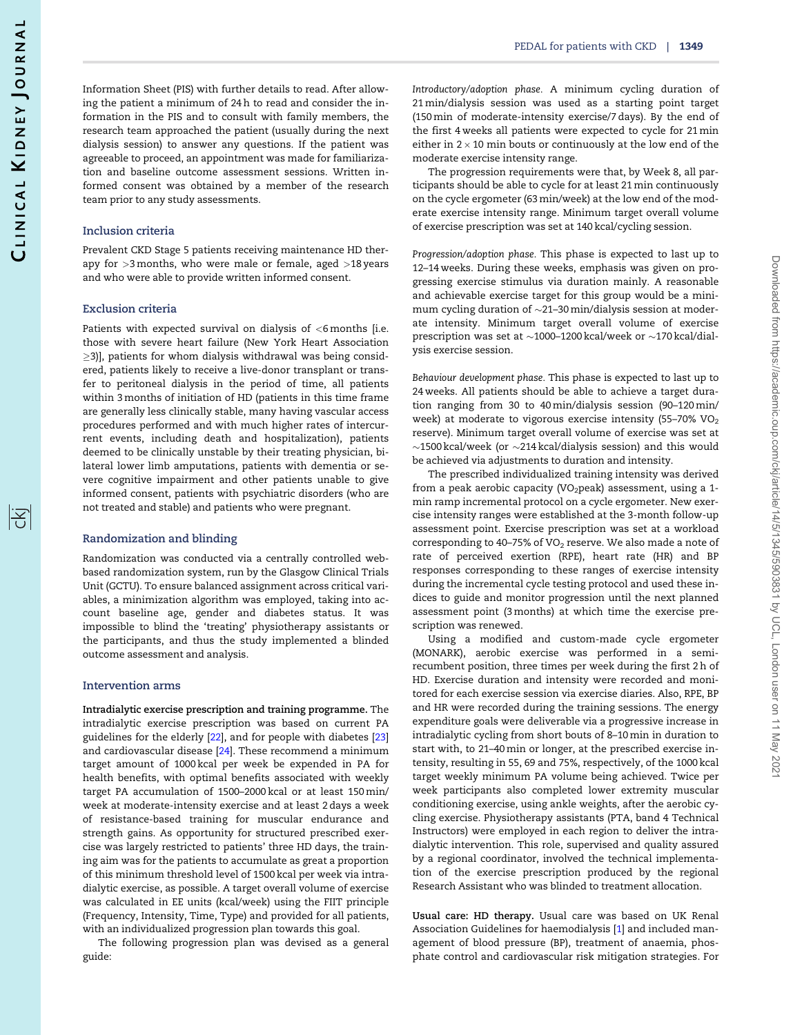Information Sheet (PIS) with further details to read. After allowing the patient a minimum of 24 h to read and consider the information in the PIS and to consult with family members, the research team approached the patient (usually during the next dialysis session) to answer any questions. If the patient was agreeable to proceed, an appointment was made for familiarization and baseline outcome assessment sessions. Written informed consent was obtained by a member of the research team prior to any study assessments.

## Inclusion criteria

Prevalent CKD Stage 5 patients receiving maintenance HD therapy for >3 months, who were male or female, aged >18 years and who were able to provide written informed consent.

## Exclusion criteria

Patients with expected survival on dialysis of <6 months [i.e. those with severe heart failure (New York Heart Association ≥3)], patients for whom dialysis withdrawal was being considered, patients likely to receive a live-donor transplant or transfer to peritoneal dialysis in the period of time, all patients within 3 months of initiation of HD (patients in this time frame are generally less clinically stable, many having vascular access procedures performed and with much higher rates of intercurrent events, including death and hospitalization), patients deemed to be clinically unstable by their treating physician, bilateral lower limb amputations, patients with dementia or severe cognitive impairment and other patients unable to give informed consent, patients with psychiatric disorders (who are not treated and stable) and patients who were pregnant.

## Randomization and blinding

Randomization was conducted via a centrally controlled web-based randomization system, run by the Glasgow Clinical Trials Unit (GCTU). To ensure balanced assignment across critical variables, a minimization algorithm was employed, taking into account baseline age, gender and diabetes status. It was impossible to blind the 'treating' physiotherapy assistants or the participants, and thus the study implemented a blinded outcome assessment and analysis.

## Intervention arms

**Intradialytic exercise prescription and training programme.** The intradialytic exercise prescription was based on current PA guidelines for the elderly [22], and for people with diabetes [23] and cardiovascular disease [24]. These recommend a minimum target amount of 1000 kcal per week be expended in PA for health benefits, with optimal benefits associated with weekly target PA accumulation of 1500–2000 kcal or at least 150 min/week at moderate-intensity exercise and at least 2 days a week of resistance-based training for muscular endurance and strength gains. As opportunity for structured prescribed exercise was largely restricted to patients' three HD days, the training aim was for the patients to accumulate as great a proportion of this minimum threshold level of 1500 kcal per week via intradialytic exercise, as possible. A target overall volume of exercise was calculated in EE units (kcal/week) using the FIIT principle (Frequency, Intensity, Time, Type) and provided for all patients, with an individualized progression plan towards this goal.

The following progression plan was devised as a general guide:

*Introductory/adoption phase.* A minimum cycling duration of 21 min/dialysis session was used as a starting point target (150 min of moderate-intensity exercise/7 days). By the end of the first 4 weeks all patients were expected to cycle for 21 min either in 2 × 10 min bouts or continuously at the low end of the moderate exercise intensity range.

The progression requirements were that, by Week 8, all participants should be able to cycle for at least 21 min continuously on the cycle ergometer (63 min/week) at the low end of the moderate exercise intensity range. Minimum target overall volume of exercise prescription was set at 140 kcal/cycling session.

*Progression/adoption phase.* This phase is expected to last up to 12–14 weeks. During these weeks, emphasis was given on progressing exercise stimulus via duration mainly. A reasonable and achievable exercise target for this group would be a minimum cycling duration of ~21–30 min/dialysis session at moderate intensity. Minimum target overall volume of exercise prescription was set at ~1000–1200 kcal/week or ~170 kcal/dialysis exercise session.

*Behaviour development phase.* This phase is expected to last up to 24 weeks. All patients should be able to achieve a target duration ranging from 30 to 40 min/dialysis session (90–120 min/week) at moderate to vigorous exercise intensity (55–70% $VO_2$ reserve). Minimum target overall volume of exercise was set at ~1500 kcal/week (or ~214 kcal/dialysis session) and this would be achieved via adjustments to duration and intensity.

The prescribed individualized training intensity was derived from a peak aerobic capacity ($VO_2$peak) assessment, using a 1-min ramp incremental protocol on a cycle ergometer. New exercise intensity ranges were established at the 3-month follow-up assessment point. Exercise prescription was set at a workload corresponding to 40–75% of $VO_2$ reserve. We also made a note of rate of perceived exertion (RPE), heart rate (HR) and BP responses corresponding to these ranges of exercise intensity during the incremental cycle testing protocol and used these indices to guide and monitor progression until the next planned assessment point (3 months) at which time the exercise prescription was renewed.

Using a modified and custom-made cycle ergometer (MONARK), aerobic exercise was performed in a semi-recumbent position, three times per week during the first 2 h of HD. Exercise duration and intensity were recorded and monitored for each exercise session via exercise diaries. Also, RPE, BP and HR were recorded during the training sessions. The energy expenditure goals were deliverable via a progressive increase in intradialytic cycling from short bouts of 8–10 min in duration to start with, to 21–40 min or longer, at the prescribed exercise intensity, resulting in 55, 69 and 75%, respectively, of the 1000 kcal target weekly minimum PA volume being achieved. Twice per week participants also completed lower extremity muscular conditioning exercise, using ankle weights, after the aerobic cycling exercise. Physiotherapy assistants (PTA, band 4 Technical Instructors) were employed in each region to deliver the intradialytic intervention. This role, supervised and quality assured by a regional coordinator, involved the technical implementation of the exercise prescription produced by the regional Research Assistant who was blinded to treatment allocation.

**Usual care: HD therapy.** Usual care was based on UK Renal Association Guidelines for haemodialysis [1] and included management of blood pressure (BP), treatment of anaemia, phosphate control and cardiovascular risk mitigation strategies. For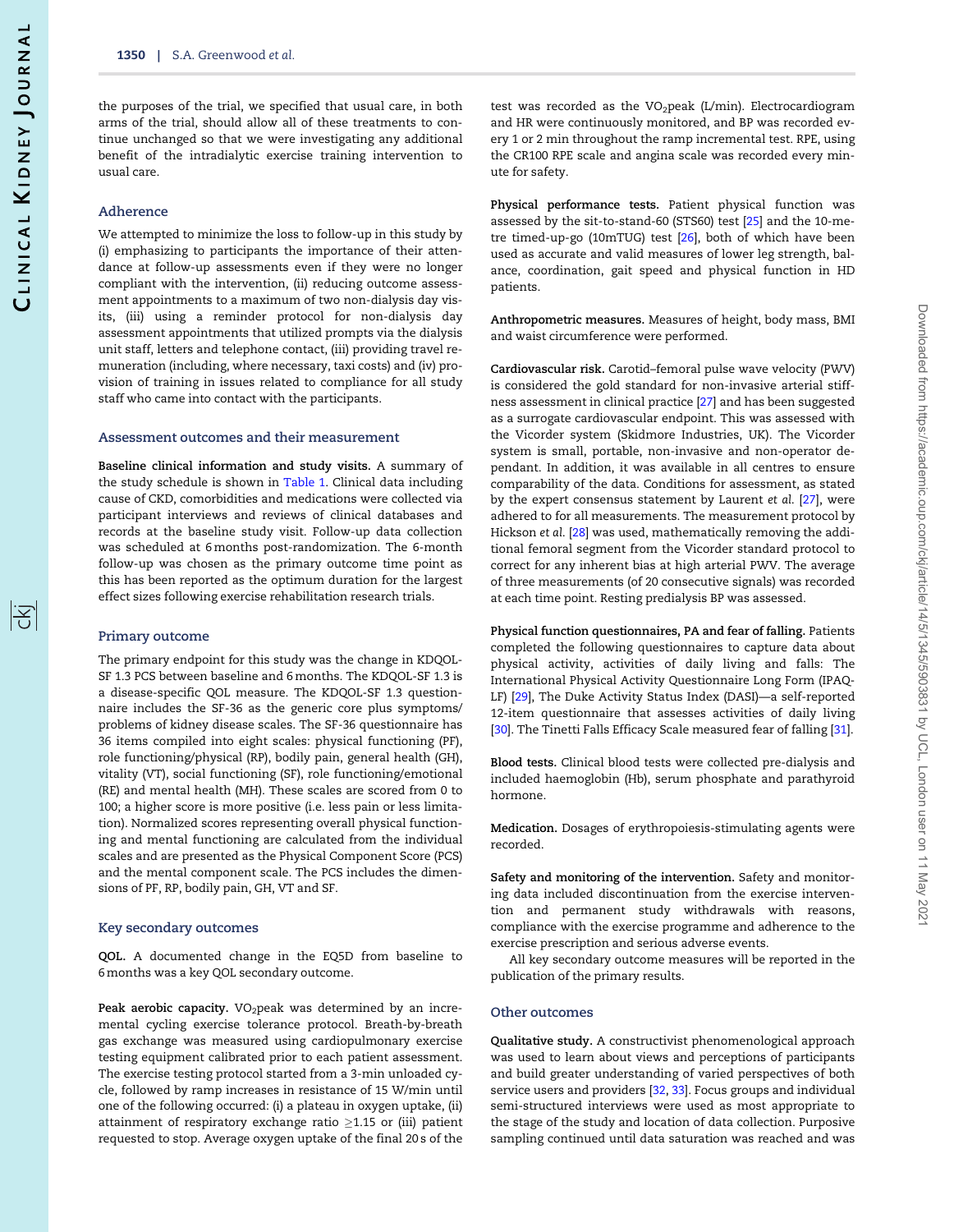the purposes of the trial, we specified that usual care, in both arms of the trial, should allow all of these treatments to continue unchanged so that we were investigating any additional benefit of the intradialytic exercise training intervention to usual care.

## Adherence

We attempted to minimize the loss to follow-up in this study by (i) emphasizing to participants the importance of their attendance at follow-up assessments even if they were no longer compliant with the intervention, (ii) reducing outcome assessment appointments to a maximum of two non-dialysis day visits, (iii) using a reminder protocol for non-dialysis day assessment appointments that utilized prompts via the dialysis unit staff, letters and telephone contact, (iii) providing travel remuneration (including, where necessary, taxi costs) and (iv) provision of training in issues related to compliance for all study staff who came into contact with the participants.

## Assessment outcomes and their measurement

**Baseline clinical information and study visits.** A summary of the study schedule is shown in Table 1. Clinical data including cause of CKD, comorbidities and medications were collected via participant interviews and reviews of clinical databases and records at the baseline study visit. Follow-up data collection was scheduled at 6 months post-randomization. The 6-month follow-up was chosen as the primary outcome time point as this has been reported as the optimum duration for the largest effect sizes following exercise rehabilitation research trials.

## Primary outcome

The primary endpoint for this study was the change in KDQOL-SF 1.3 PCS between baseline and 6 months. The KDQOL-SF 1.3 is a disease-specific QOL measure. The KDQOL-SF 1.3 questionnaire includes the SF-36 as the generic core plus symptoms/problems of kidney disease scales. The SF-36 questionnaire has 36 items compiled into eight scales: physical functioning (PF), role functioning/physical (RP), bodily pain, general health (GH), vitality (VT), social functioning (SF), role functioning/emotional (RE) and mental health (MH). These scales are scored from 0 to 100; a higher score is more positive (i.e. less pain or less limitation). Normalized scores representing overall physical functioning and mental functioning are calculated from the individual scales and are presented as the Physical Component Score (PCS) and the mental component scale. The PCS includes the dimensions of PF, RP, bodily pain, GH, VT and SF.

## Key secondary outcomes

**QOL.** A documented change in the EQ5D from baseline to 6 months was a key QOL secondary outcome.

**Peak aerobic capacity.** $VO_2$peak was determined by an incremental cycling exercise tolerance protocol. Breath-by-breath gas exchange was measured using cardiopulmonary exercise testing equipment calibrated prior to each patient assessment. The exercise testing protocol started from a 3-min unloaded cycle, followed by ramp increases in resistance of 15 W/min until one of the following occurred: (i) a plateau in oxygen uptake, (ii) attainment of respiratory exchange ratio $\geq$1.15 or (iii) patient requested to stop. Average oxygen uptake of the final 20 s of the test was recorded as the $VO_2$peak (L/min). Electrocardiogram and HR were continuously monitored, and BP was recorded every 1 or 2 min throughout the ramp incremental test. RPE, using the CR100 RPE scale and angina scale was recorded every minute for safety.

**Physical performance tests.** Patient physical function was assessed by the sit-to-stand-60 (STS60) test [25] and the 10-metre timed-up-go (10mTUG) test [26], both of which have been used as accurate and valid measures of lower leg strength, balance, coordination, gait speed and physical function in HD patients.

**Anthropometric measures.** Measures of height, body mass, BMI and waist circumference were performed.

**Cardiovascular risk.** Carotid–femoral pulse wave velocity (PWV) is considered the gold standard for non-invasive arterial stiffness assessment in clinical practice [27] and has been suggested as a surrogate cardiovascular endpoint. This was assessed with the Vicorder system (Skidmore Industries, UK). The Vicorder system is small, portable, non-invasive and non-operator dependant. In addition, it was available in all centres to ensure comparability of the data. Conditions for assessment, as stated by the expert consensus statement by Laurent *et al.* [27], were adhered to for all measurements. The measurement protocol by Hickson *et al.* [28] was used, mathematically removing the additional femoral segment from the Vicorder standard protocol to correct for any inherent bias at high arterial PWV. The average of three measurements (of 20 consecutive signals) was recorded at each time point. Resting predialysis BP was assessed.

**Physical function questionnaires, PA and fear of falling.** Patients completed the following questionnaires to capture data about physical activity, activities of daily living and falls: The International Physical Activity Questionnaire Long Form (IPAQ-LF) [29], The Duke Activity Status Index (DASI)—a self-reported 12-item questionnaire that assesses activities of daily living [30]. The Tinetti Falls Efficacy Scale measured fear of falling [31].

**Blood tests.** Clinical blood tests were collected pre-dialysis and included haemoglobin (Hb), serum phosphate and parathyroid hormone.

**Medication.** Dosages of erythropoiesis-stimulating agents were recorded.

**Safety and monitoring of the intervention.** Safety and monitoring data included discontinuation from the exercise intervention and permanent study withdrawals with reasons, compliance with the exercise programme and adherence to the exercise prescription and serious adverse events.

All key secondary outcome measures will be reported in the publication of the primary results.

## Other outcomes

**Qualitative study.** A constructivist phenomenological approach was used to learn about views and perceptions of participants and build greater understanding of varied perspectives of both service users and providers [32, 33]. Focus groups and individual semi-structured interviews were used as most appropriate to the stage of the study and location of data collection. Purposive sampling continued until data saturation was reached and was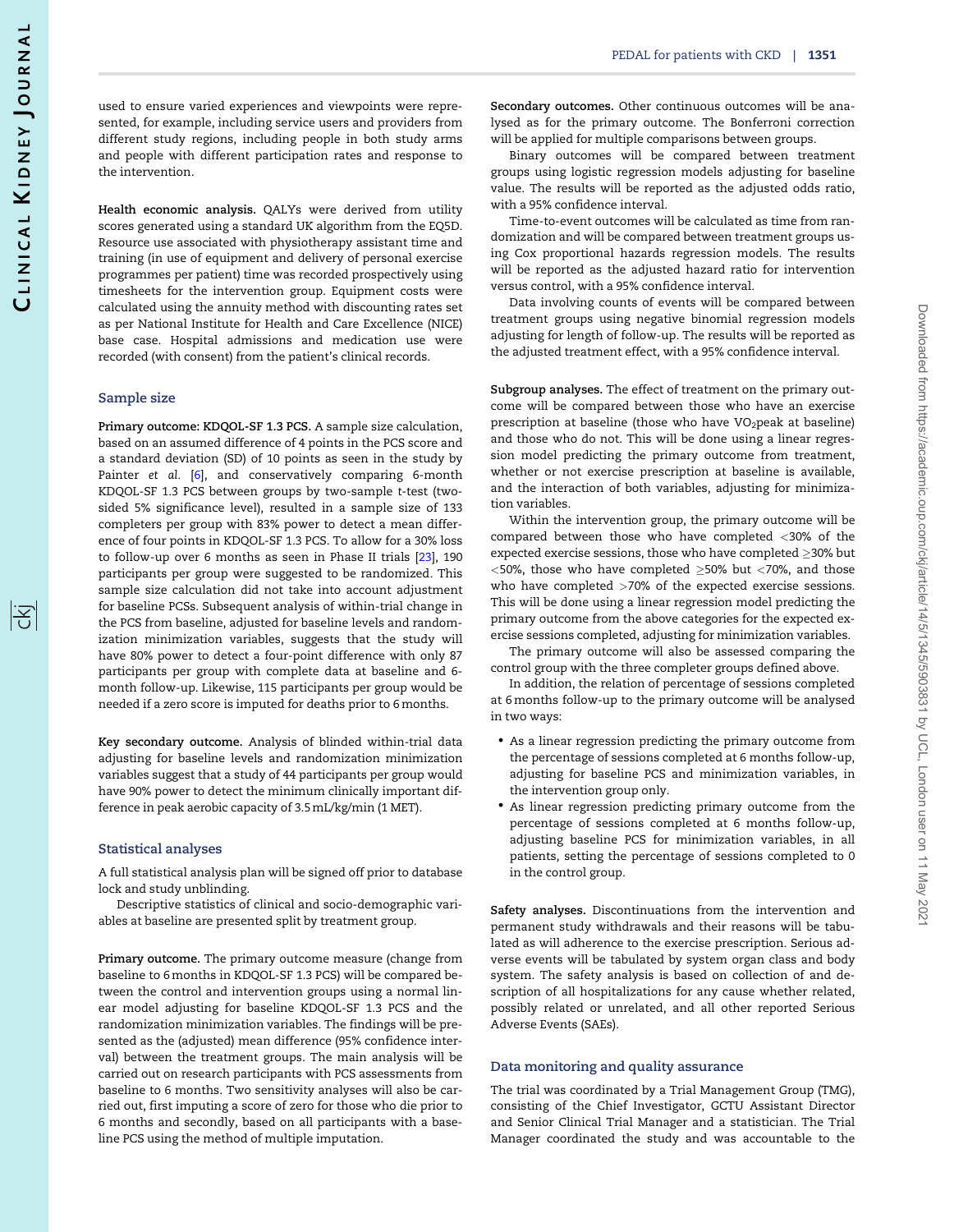used to ensure varied experiences and viewpoints were represented, for example, including service users and providers from different study regions, including people in both study arms and people with different participation rates and response to the intervention.

**Health economic analysis.** QALYs were derived from utility scores generated using a standard UK algorithm from the EQ5D. Resource use associated with physiotherapy assistant time and training (in use of equipment and delivery of personal exercise programmes per patient) time was recorded prospectively using timesheets for the intervention group. Equipment costs were calculated using the annuity method with discounting rates set as per National Institute for Health and Care Excellence (NICE) base case. Hospital admissions and medication use were recorded (with consent) from the patient's clinical records.

### Sample size

**Primary outcome: KDQOL-SF 1.3 PCS.** A sample size calculation, based on an assumed difference of 4 points in the PCS score and a standard deviation (SD) of 10 points as seen in the study by Painter *et al.* [6], and conservatively comparing 6-month KDQOL-SF 1.3 PCS between groups by two-sample t-test (two-sided 5% significance level), resulted in a sample size of 133 completers per group with 83% power to detect a mean difference of four points in KDQOL-SF 1.3 PCS. To allow for a 30% loss to follow-up over 6 months as seen in Phase II trials [23], 190 participants per group were suggested to be randomized. This sample size calculation did not take into account adjustment for baseline PCSs. Subsequent analysis of within-trial change in the PCS from baseline, adjusted for baseline levels and randomization minimization variables, suggests that the study will have 80% power to detect a four-point difference with only 87 participants per group with complete data at baseline and 6-month follow-up. Likewise, 115 participants per group would be needed if a zero score is imputed for deaths prior to 6 months.

**Key secondary outcome.** Analysis of blinded within-trial data adjusting for baseline levels and randomization minimization variables suggest that a study of 44 participants per group would have 90% power to detect the minimum clinically important difference in peak aerobic capacity of 3.5 mL/kg/min (1 MET).

### Statistical analyses

A full statistical analysis plan will be signed off prior to database lock and study unblinding.

Descriptive statistics of clinical and socio-demographic variables at baseline are presented split by treatment group.

**Primary outcome.** The primary outcome measure (change from baseline to 6 months in KDQOL-SF 1.3 PCS) will be compared between the control and intervention groups using a normal linear model adjusting for baseline KDQOL-SF 1.3 PCS and the randomization minimization variables. The findings will be presented as the (adjusted) mean difference (95% confidence interval) between the treatment groups. The main analysis will be carried out on research participants with PCS assessments from baseline to 6 months. Two sensitivity analyses will also be carried out, first imputing a score of zero for those who die prior to 6 months and secondly, based on all participants with a baseline PCS using the method of multiple imputation.

**Secondary outcomes.** Other continuous outcomes will be analysed as for the primary outcome. The Bonferroni correction will be applied for multiple comparisons between groups.

Binary outcomes will be compared between treatment groups using logistic regression models adjusting for baseline value. The results will be reported as the adjusted odds ratio, with a 95% confidence interval.

Time-to-event outcomes will be calculated as time from randomization and will be compared between treatment groups using Cox proportional hazards regression models. The results will be reported as the adjusted hazard ratio for intervention versus control, with a 95% confidence interval.

Data involving counts of events will be compared between treatment groups using negative binomial regression models adjusting for length of follow-up. The results will be reported as the adjusted treatment effect, with a 95% confidence interval.

**Subgroup analyses.** The effect of treatment on the primary outcome will be compared between those who have an exercise prescription at baseline (those who have $VO_2$peak at baseline) and those who do not. This will be done using a linear regression model predicting the primary outcome from treatment, whether or not exercise prescription at baseline is available, and the interaction of both variables, adjusting for minimization variables.

Within the intervention group, the primary outcome will be compared between those who have completed <30% of the expected exercise sessions, those who have completed ≥30% but <50%, those who have completed ≥50% but <70%, and those who have completed >70% of the expected exercise sessions. This will be done using a linear regression model predicting the primary outcome from the above categories for the expected exercise sessions completed, adjusting for minimization variables.

The primary outcome will also be assessed comparing the control group with the three completer groups defined above.

In addition, the relation of percentage of sessions completed at 6 months follow-up to the primary outcome will be analysed in two ways:

- As a linear regression predicting the primary outcome from the percentage of sessions completed at 6 months follow-up, adjusting for baseline PCS and minimization variables, in the intervention group only.
- As linear regression predicting primary outcome from the percentage of sessions completed at 6 months follow-up, adjusting baseline PCS for minimization variables, in all patients, setting the percentage of sessions completed to 0 in the control group.

**Safety analyses.** Discontinuations from the intervention and permanent study withdrawals and their reasons will be tabulated as will adherence to the exercise prescription. Serious adverse events will be tabulated by system organ class and body system. The safety analysis is based on collection of and description of all hospitalizations for any cause whether related, possibly related or unrelated, and all other reported Serious Adverse Events (SAEs).

### Data monitoring and quality assurance

The trial was coordinated by a Trial Management Group (TMG), consisting of the Chief Investigator, GCTU Assistant Director and Senior Clinical Trial Manager and a statistician. The Trial Manager coordinated the study and was accountable to the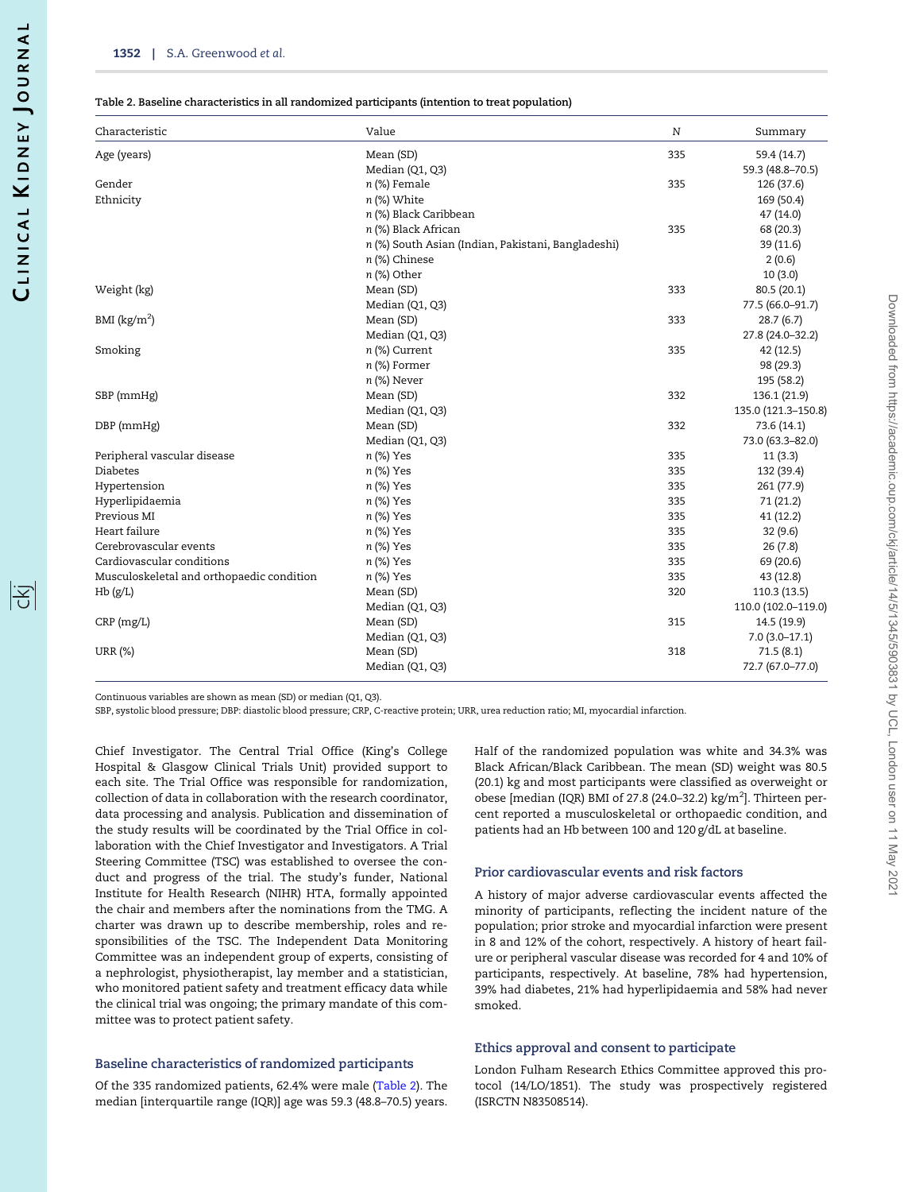**Table 2. Baseline characteristics in all randomized participants (intention to treat population)**

| Characteristic | Value | N | Summary |
|---|---|---|---|
| Age (years) | Mean (SD) | 335 | 59.4 (14.7) |
| | Median (Q1, Q3) | | 59.3 (48.8–70.5) |
| Gender | *n* (%) Female | 335 | 126 (37.6) |
| Ethnicity | *n* (%) White | | 169 (50.4) |
| | *n* (%) Black Caribbean | | 47 (14.0) |
| | *n* (%) Black African | 335 | 68 (20.3) |
| | *n* (%) South Asian (Indian, Pakistani, Bangladeshi) | | 39 (11.6) |
| | *n* (%) Chinese | | 2 (0.6) |
| | *n* (%) Other | | 10 (3.0) |
| Weight (kg) | Mean (SD) | 333 | 80.5 (20.1) |
| | Median (Q1, Q3) | | 77.5 (66.0–91.7) |
| BMI (kg/m$^2$) | Mean (SD) | 333 | 28.7 (6.7) |
| | Median (Q1, Q3) | | 27.8 (24.0–32.2) |
| Smoking | *n* (%) Current | 335 | 42 (12.5) |
| | *n* (%) Former | | 98 (29.3) |
| | *n* (%) Never | | 195 (58.2) |
| SBP (mmHg) | Mean (SD) | 332 | 136.1 (21.9) |
| | Median (Q1, Q3) | | 135.0 (121.3–150.8) |
| DBP (mmHg) | Mean (SD) | 332 | 73.6 (14.1) |
| | Median (Q1, Q3) | | 73.0 (63.3–82.0) |
| Peripheral vascular disease | *n* (%) Yes | 335 | 11 (3.3) |
| Diabetes | *n* (%) Yes | 335 | 132 (39.4) |
| Hypertension | *n* (%) Yes | 335 | 261 (77.9) |
| Hyperlipidaemia | *n* (%) Yes | 335 | 71 (21.2) |
| Previous MI | *n* (%) Yes | 335 | 41 (12.2) |
| Heart failure | *n* (%) Yes | 335 | 32 (9.6) |
| Cerebrovascular events | *n* (%) Yes | 335 | 26 (7.8) |
| Cardiovascular conditions | *n* (%) Yes | 335 | 69 (20.6) |
| Musculoskeletal and orthopaedic condition | *n* (%) Yes | 335 | 43 (12.8) |
| Hb (g/L) | Mean (SD) | 320 | 110.3 (13.5) |
| | Median (Q1, Q3) | | 110.0 (102.0–119.0) |
| CRP (mg/L) | Mean (SD) | 315 | 14.5 (19.9) |
| | Median (Q1, Q3) | | 7.0 (3.0–17.1) |
| URR (%) | Mean (SD) | 318 | 71.5 (8.1) |
| | Median (Q1, Q3) | | 72.7 (67.0–77.0) |

Continuous variables are shown as mean (SD) or median (Q1, Q3).

SBP, systolic blood pressure; DBP: diastolic blood pressure; CRP, C-reactive protein; URR, urea reduction ratio; MI, myocardial infarction.

Chief Investigator. The Central Trial Office (King's College Hospital & Glasgow Clinical Trials Unit) provided support to each site. The Trial Office was responsible for randomization, collection of data in collaboration with the research coordinator, data processing and analysis. Publication and dissemination of the study results will be coordinated by the Trial Office in collaboration with the Chief Investigator and Investigators. A Trial Steering Committee (TSC) was established to oversee the conduct and progress of the trial. The study's funder, National Institute for Health Research (NIHR) HTA, formally appointed the chair and members after the nominations from the TMG. A charter was drawn up to describe membership, roles and responsibilities of the TSC. The Independent Data Monitoring Committee was an independent group of experts, consisting of a nephrologist, physiotherapist, lay member and a statistician, who monitored patient safety and treatment efficacy data while the clinical trial was ongoing; the primary mandate of this committee was to protect patient safety.

### Baseline characteristics of randomized participants

Of the 335 randomized patients, 62.4% were male (Table 2). The median [interquartile range (IQR)] age was 59.3 (48.8–70.5) years. Half of the randomized population was white and 34.3% was Black African/Black Caribbean. The mean (SD) weight was 80.5 (20.1) kg and most participants were classified as overweight or obese [median (IQR) BMI of 27.8 (24.0–32.2) kg/m$^2$]. Thirteen percent reported a musculoskeletal or orthopaedic condition, and patients had an Hb between 100 and 120 g/dL at baseline.

### Prior cardiovascular events and risk factors

A history of major adverse cardiovascular events affected the minority of participants, reflecting the incident nature of the population; prior stroke and myocardial infarction were present in 8 and 12% of the cohort, respectively. A history of heart failure or peripheral vascular disease was recorded for 4 and 10% of participants, respectively. At baseline, 78% had hypertension, 39% had diabetes, 21% had hyperlipidaemia and 58% had never smoked.

### Ethics approval and consent to participate

London Fulham Research Ethics Committee approved this protocol (14/LO/1851). The study was prospectively registered (ISRCTN N83508514).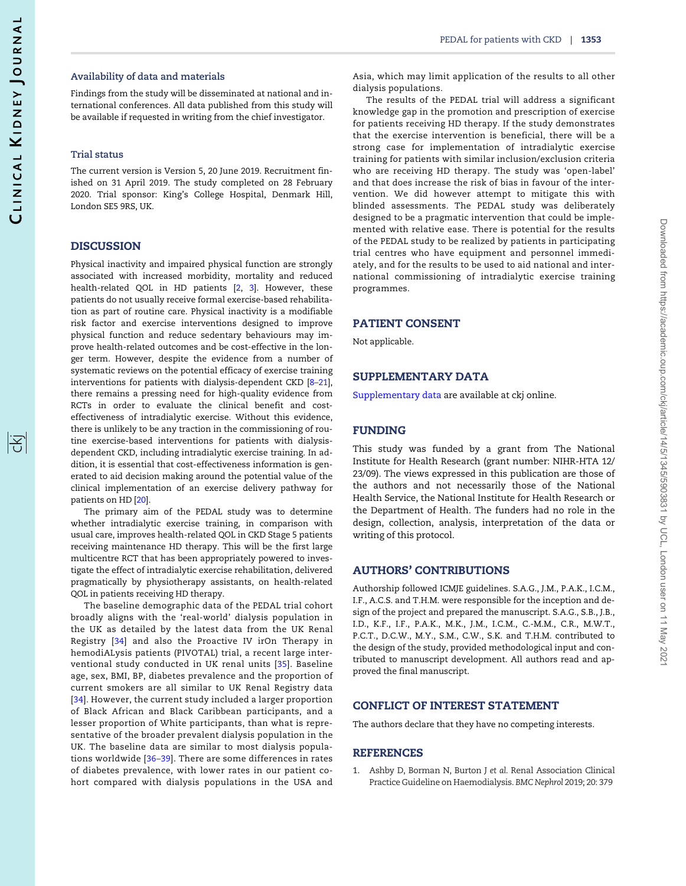### Availability of data and materials

Findings from the study will be disseminated at national and international conferences. All data published from this study will be available if requested in writing from the chief investigator.

### Trial status

The current version is Version 5, 20 June 2019. Recruitment finished on 31 April 2019. The study completed on 28 February 2020. Trial sponsor: King's College Hospital, Denmark Hill, London SE5 9RS, UK.

## DISCUSSION

Physical inactivity and impaired physical function are strongly associated with increased morbidity, mortality and reduced health-related QOL in HD patients [2, 3]. However, these patients do not usually receive formal exercise-based rehabilitation as part of routine care. Physical inactivity is a modifiable risk factor and exercise interventions designed to improve physical function and reduce sedentary behaviours may improve health-related outcomes and be cost-effective in the longer term. However, despite the evidence from a number of systematic reviews on the potential efficacy of exercise training interventions for patients with dialysis-dependent CKD [8–21], there remains a pressing need for high-quality evidence from RCTs in order to evaluate the clinical benefit and cost-effectiveness of intradialytic exercise. Without this evidence, there is unlikely to be any traction in the commissioning of routine exercise-based interventions for patients with dialysis-dependent CKD, including intradialytic exercise training. In addition, it is essential that cost-effectiveness information is generated to aid decision making around the potential value of the clinical implementation of an exercise delivery pathway for patients on HD [20].

The primary aim of the PEDAL study was to determine whether intradialytic exercise training, in comparison with usual care, improves health-related QOL in CKD Stage 5 patients receiving maintenance HD therapy. This will be the first large multicentre RCT that has been appropriately powered to investigate the effect of intradialytic exercise rehabilitation, delivered pragmatically by physiotherapy assistants, on health-related QOL in patients receiving HD therapy.

The baseline demographic data of the PEDAL trial cohort broadly aligns with the 'real-world' dialysis population in the UK as detailed by the latest data from the UK Renal Registry [34] and also the Proactive IV irOn Therapy in hemodiALysis patients (PIVOTAL) trial, a recent large interventional study conducted in UK renal units [35]. Baseline age, sex, BMI, BP, diabetes prevalence and the proportion of current smokers are all similar to UK Renal Registry data [34]. However, the current study included a larger proportion of Black African and Black Caribbean participants, and a lesser proportion of White participants, than what is representative of the broader prevalent dialysis population in the UK. The baseline data are similar to most dialysis populations worldwide [36–39]. There are some differences in rates of diabetes prevalence, with lower rates in our patient cohort compared with dialysis populations in the USA and Asia, which may limit application of the results to all other dialysis populations.

The results of the PEDAL trial will address a significant knowledge gap in the promotion and prescription of exercise for patients receiving HD therapy. If the study demonstrates that the exercise intervention is beneficial, there will be a strong case for implementation of intradialytic exercise training for patients with similar inclusion/exclusion criteria who are receiving HD therapy. The study was 'open-label' and that does increase the risk of bias in favour of the intervention. We did however attempt to mitigate this with blinded assessments. The PEDAL study was deliberately designed to be a pragmatic intervention that could be implemented with relative ease. There is potential for the results of the PEDAL study to be realized by patients in participating trial centres who have equipment and personnel immediately, and for the results to be used to aid national and international commissioning of intradialytic exercise training programmes.

## PATIENT CONSENT

Not applicable.

## SUPPLEMENTARY DATA

Supplementary data are available at ckj online.

## FUNDING

This study was funded by a grant from The National Institute for Health Research (grant number: NIHR-HTA 12/23/09). The views expressed in this publication are those of the authors and not necessarily those of the National Health Service, the National Institute for Health Research or the Department of Health. The funders had no role in the design, collection, analysis, interpretation of the data or writing of this protocol.

## AUTHORS' CONTRIBUTIONS

Authorship followed ICMJE guidelines. S.A.G., J.M., P.A.K., I.C.M., I.F., A.C.S. and T.H.M. were responsible for the inception and design of the project and prepared the manuscript. S.A.G., S.B., J.B., I.D., K.F., I.F., P.A.K., M.K., J.M., I.C.M., C.-M.M., C.R., M.W.T., P.C.T., D.C.W., M.Y., S.M., C.W., S.K. and T.H.M. contributed to the design of the study, provided methodological input and contributed to manuscript development. All authors read and approved the final manuscript.

## CONFLICT OF INTEREST STATEMENT

The authors declare that they have no competing interests.

## REFERENCES

1. Ashby D, Borman N, Burton J *et al.* Renal Association Clinical Practice Guideline on Haemodialysis. *BMC Nephrol* 2019; 20: 379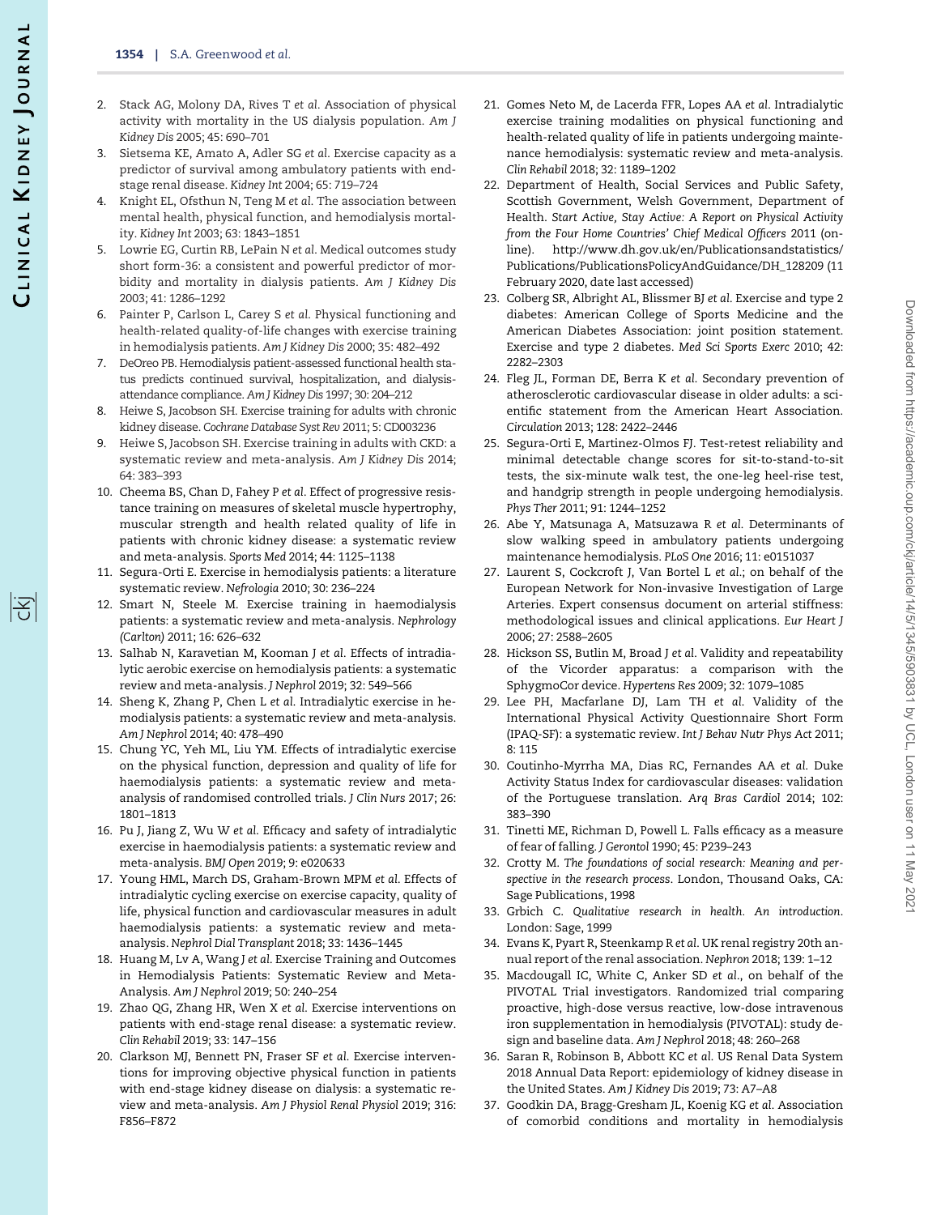2. Stack AG, Molony DA, Rives T *et al.* Association of physical activity with mortality in the US dialysis population. *Am J Kidney Dis* 2005; 45: 690–701
3. Sietsema KE, Amato A, Adler SG *et al.* Exercise capacity as a predictor of survival among ambulatory patients with end-stage renal disease. *Kidney Int* 2004; 65: 719–724
4. Knight EL, Ofsthun N, Teng M *et al.* The association between mental health, physical function, and hemodialysis mortality. *Kidney Int* 2003; 63: 1843–1851
5. Lowrie EG, Curtin RB, LePain N *et al.* Medical outcomes study short form-36: a consistent and powerful predictor of morbidity and mortality in dialysis patients. *Am J Kidney Dis* 2003; 41: 1286–1292
6. Painter P, Carlson L, Carey S *et al.* Physical functioning and health-related quality-of-life changes with exercise training in hemodialysis patients. *Am J Kidney Dis* 2000; 35: 482–492
7. DeOreo PB. Hemodialysis patient-assessed functional health status predicts continued survival, hospitalization, and dialysis-attendance compliance. *Am J Kidney Dis* 1997; 30: 204–212
8. Heiwe S, Jacobson SH. Exercise training for adults with chronic kidney disease. *Cochrane Database Syst Rev* 2011; 5: CD003236
9. Heiwe S, Jacobson SH. Exercise training in adults with CKD: a systematic review and meta-analysis. *Am J Kidney Dis* 2014; 64: 383–393
10. Cheema BS, Chan D, Fahey P *et al.* Effect of progressive resistance training on measures of skeletal muscle hypertrophy, muscular strength and health related quality of life in patients with chronic kidney disease: a systematic review and meta-analysis. *Sports Med* 2014; 44: 1125–1138
11. Segura-Orti E. Exercise in hemodialysis patients: a literature systematic review. *Nefrologia* 2010; 30: 236–224
12. Smart N, Steele M. Exercise training in haemodialysis patients: a systematic review and meta-analysis. *Nephrology (Carlton)* 2011; 16: 626–632
13. Salhab N, Karavetian M, Kooman J *et al.* Effects of intradialytic aerobic exercise on hemodialysis patients: a systematic review and meta-analysis. *J Nephrol* 2019; 32: 549–566
14. Sheng K, Zhang P, Chen L *et al.* Intradialytic exercise in hemodialysis patients: a systematic review and meta-analysis. *Am J Nephrol* 2014; 40: 478–490
15. Chung YC, Yeh ML, Liu YM. Effects of intradialytic exercise on the physical function, depression and quality of life for haemodialysis patients: a systematic review and meta-analysis of randomised controlled trials. *J Clin Nurs* 2017; 26: 1801–1813
16. Pu J, Jiang Z, Wu W *et al.* Efficacy and safety of intradialytic exercise in haemodialysis patients: a systematic review and meta-analysis. *BMJ Open* 2019; 9: e020633
17. Young HML, March DS, Graham-Brown MPM *et al.* Effects of intradialytic cycling exercise on exercise capacity, quality of life, physical function and cardiovascular measures in adult haemodialysis patients: a systematic review and meta-analysis. *Nephrol Dial Transplant* 2018; 33: 1436–1445
18. Huang M, Lv A, Wang J *et al.* Exercise Training and Outcomes in Hemodialysis Patients: Systematic Review and Meta-Analysis. *Am J Nephrol* 2019; 50: 240–254
19. Zhao QG, Zhang HR, Wen X *et al.* Exercise interventions on patients with end-stage renal disease: a systematic review. *Clin Rehabil* 2019; 33: 147–156
20. Clarkson MJ, Bennett PN, Fraser SF *et al.* Exercise interventions for improving objective physical function in patients with end-stage kidney disease on dialysis: a systematic review and meta-analysis. *Am J Physiol Renal Physiol* 2019; 316: F856–F872
21. Gomes Neto M, de Lacerda FFR, Lopes AA *et al.* Intradialytic exercise training modalities on physical functioning and health-related quality of life in patients undergoing maintenance hemodialysis: systematic review and meta-analysis. *Clin Rehabil* 2018; 32: 1189–1202
22. Department of Health, Social Services and Public Safety, Scottish Government, Welsh Government, Department of Health. *Start Active, Stay Active: A Report on Physical Activity from the Four Home Countries' Chief Medical Officers* 2011 (online). http://www.dh.gov.uk/en/Publicationsandstatistics/Publications/PublicationsPolicyAndGuidance/DH_128209 (11 February 2020, date last accessed)
23. Colberg SR, Albright AL, Blissmer BJ *et al.* Exercise and type 2 diabetes: American College of Sports Medicine and the American Diabetes Association: joint position statement. Exercise and type 2 diabetes. *Med Sci Sports Exerc* 2010; 42: 2282–2303
24. Fleg JL, Forman DE, Berra K *et al.* Secondary prevention of atherosclerotic cardiovascular disease in older adults: a scientific statement from the American Heart Association. *Circulation* 2013; 128: 2422–2446
25. Segura-Orti E, Martinez-Olmos FJ. Test-retest reliability and minimal detectable change scores for sit-to-stand-to-sit tests, the six-minute walk test, the one-leg heel-rise test, and handgrip strength in people undergoing hemodialysis. *Phys Ther* 2011; 91: 1244–1252
26. Abe Y, Matsunaga A, Matsuzawa R *et al.* Determinants of slow walking speed in ambulatory patients undergoing maintenance hemodialysis. *PLoS One* 2016; 11: e0151037
27. Laurent S, Cockcroft J, Van Bortel L *et al.*; on behalf of the European Network for Non-invasive Investigation of Large Arteries. Expert consensus document on arterial stiffness: methodological issues and clinical applications. *Eur Heart J* 2006; 27: 2588–2605
28. Hickson SS, Butlin M, Broad J *et al.* Validity and repeatability of the Vicorder apparatus: a comparison with the SphygmoCor device. *Hypertens Res* 2009; 32: 1079–1085
29. Lee PH, Macfarlane DJ, Lam TH *et al.* Validity of the International Physical Activity Questionnaire Short Form (IPAQ-SF): a systematic review. *Int J Behav Nutr Phys Act* 2011; 8: 115
30. Coutinho-Myrrha MA, Dias RC, Fernandes AA *et al.* Duke Activity Status Index for cardiovascular diseases: validation of the Portuguese translation. *Arq Bras Cardiol* 2014; 102: 383–390
31. Tinetti ME, Richman D, Powell L. Falls efficacy as a measure of fear of falling. *J Gerontol* 1990; 45: P239–243
32. Crotty M. *The foundations of social research: Meaning and perspective in the research process*. London, Thousand Oaks, CA: Sage Publications, 1998
33. Grbich C. *Qualitative research in health. An introduction*. London: Sage, 1999
34. Evans K, Pyart R, Steenkamp R *et al.* UK renal registry 20th annual report of the renal association. *Nephron* 2018; 139: 1–12
35. Macdougall IC, White C, Anker SD *et al.*, on behalf of the PIVOTAL Trial investigators. Randomized trial comparing proactive, high-dose versus reactive, low-dose intravenous iron supplementation in hemodialysis (PIVOTAL): study design and baseline data. *Am J Nephrol* 2018; 48: 260–268
36. Saran R, Robinson B, Abbott KC *et al.* US Renal Data System 2018 Annual Data Report: epidemiology of kidney disease in the United States. *Am J Kidney Dis* 2019; 73: A7–A8
37. Goodkin DA, Bragg-Gresham JL, Koenig KG *et al.* Association of comorbid conditions and mortality in hemodialysis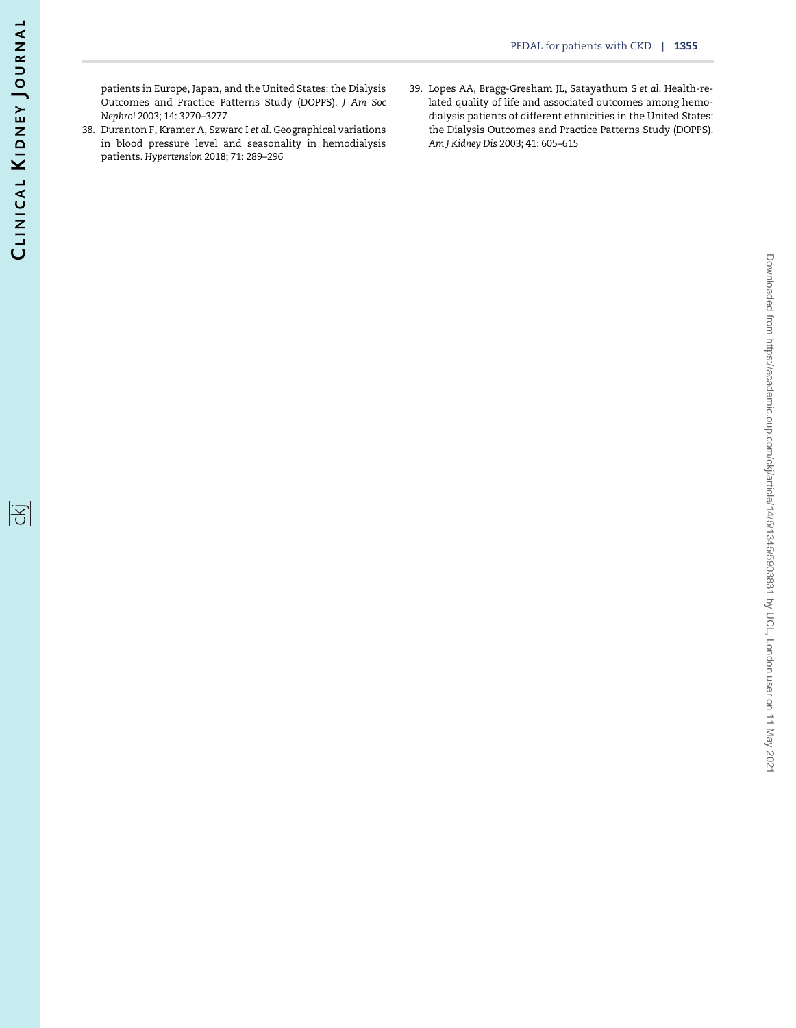patients in Europe, Japan, and the United States: the Dialysis Outcomes and Practice Patterns Study (DOPPS). *J Am Soc Nephrol* 2003; 14: 3270–3277

38. Duranton F, Kramer A, Szwarc I *et al*. Geographical variations in blood pressure level and seasonality in hemodialysis patients. *Hypertension* 2018; 71: 289–296
39. Lopes AA, Bragg-Gresham JL, Satayathum S *et al*. Health-related quality of life and associated outcomes among hemodialysis patients of different ethnicities in the United States: the Dialysis Outcomes and Practice Patterns Study (DOPPS). *Am J Kidney Dis* 2003; 41: 605–615